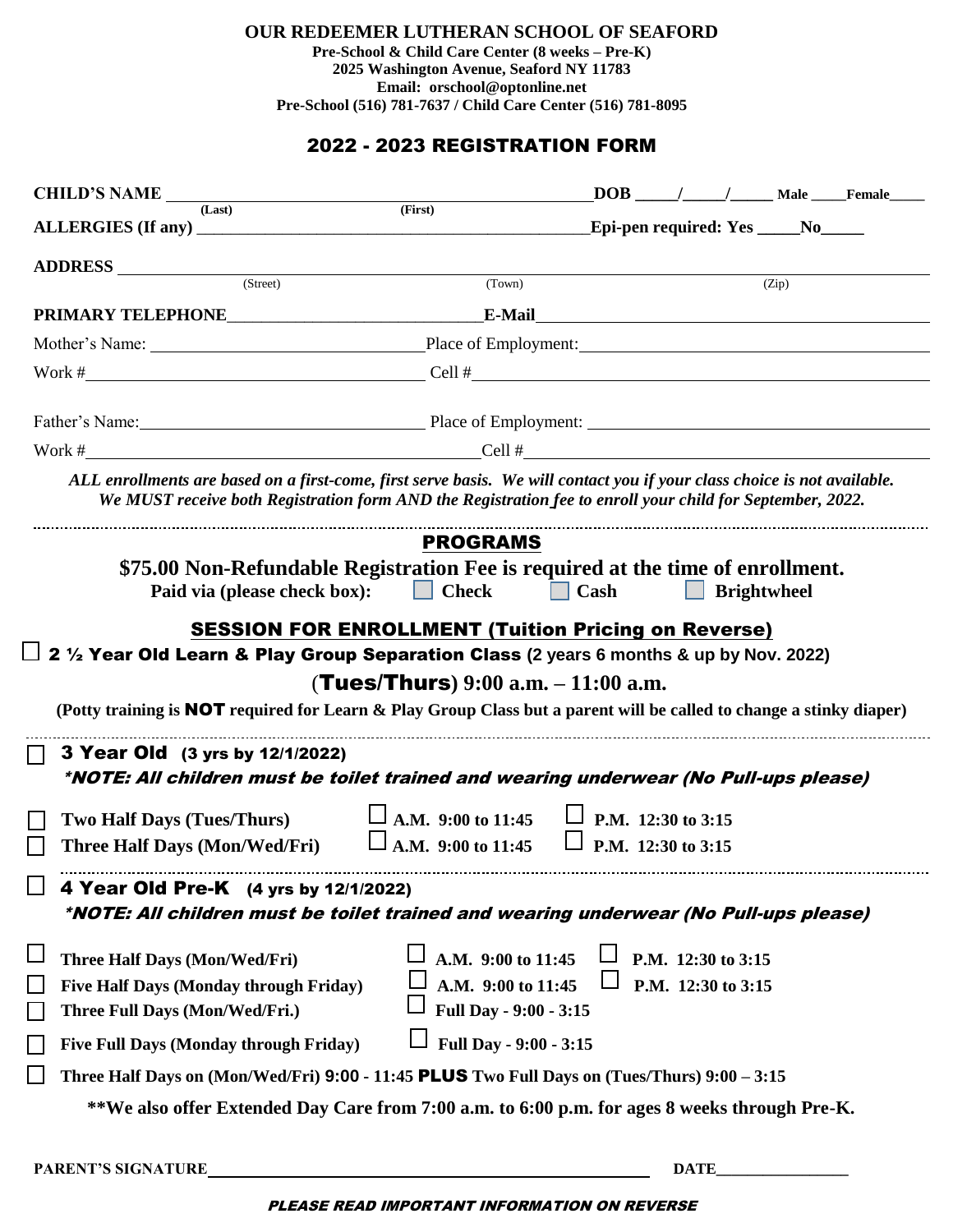**OUR REDEEMER LUTHERAN SCHOOL OF SEAFORD**
**Pre-School & Child Care Center (8 weeks – Pre-K)**
**2025 Washington Avenue, Seaford NY 11783**
**Email: orschool@optonline.net**
**Pre-School (516) 781-7637 / Child Care Center (516) 781-8095**

# 2022 - 2023 REGISTRATION FORM

**CHILD'S NAME** ______________________ (Last) ______________________ (First) **DOB** _____/_____/_____ **Male** _____ **Female** _____

**ALLERGIES (If any)** ______________________________________________ **Epi-pen required: Yes** _____ **No** _____

**ADDRESS** ______________________ (Street) ______________________ (Town) ______________________ (Zip)

**PRIMARY TELEPHONE** ______________________ **E-Mail** ______________________

Mother's Name: ______________________ Place of Employment: ______________________

Work # ______________________ Cell # ______________________

Father's Name: ______________________ Place of Employment: ______________________

Work # ______________________ Cell # ______________________

***ALL enrollments are based on a first-come, first serve basis. We will contact you if your class choice is not available. We MUST receive both Registration form AND the Registration fee to enroll your child for September, 2022.***

## PROGRAMS

**$75.00 Non-Refundable Registration Fee is required at the time of enrollment.**

**Paid via (please check box):** ☐ **Check** ☐ **Cash** ☐ **Brightwheel**

## SESSION FOR ENROLLMENT (Tuition Pricing on Reverse)

☐ **2 ½ Year Old Learn & Play Group Separation Class (2 years 6 months & up by Nov. 2022)**

**(Tues/Thurs) 9:00 a.m. – 11:00 a.m.**

**(Potty training is NOT required for Learn & Play Group Class but a parent will be called to change a stinky diaper)**

☐ **3 Year Old (3 yrs by 12/1/2022)**

***\*NOTE: All children must be toilet trained and wearing underwear (No Pull-ups please)***

☐ **Two Half Days (Tues/Thurs)** ☐ **A.M. 9:00 to 11:45** ☐ **P.M. 12:30 to 3:15**

☐ **Three Half Days (Mon/Wed/Fri)** ☐ **A.M. 9:00 to 11:45** ☐ **P.M. 12:30 to 3:15**

☐ **4 Year Old Pre-K (4 yrs by 12/1/2022)**

***\*NOTE: All children must be toilet trained and wearing underwear (No Pull-ups please)***

☐ **Three Half Days (Mon/Wed/Fri)** ☐ **A.M. 9:00 to 11:45** ☐ **P.M. 12:30 to 3:15**

☐ **Five Half Days (Monday through Friday)** ☐ **A.M. 9:00 to 11:45** ☐ **P.M. 12:30 to 3:15**

☐ **Three Full Days (Mon/Wed/Fri.)** ☐ **Full Day - 9:00 - 3:15**

☐ **Five Full Days (Monday through Friday)** ☐ **Full Day - 9:00 - 3:15**

☐ **Three Half Days on (Mon/Wed/Fri) 9:00 - 11:45 PLUS Two Full Days on (Tues/Thurs) 9:00 – 3:15**

**\*\*We also offer Extended Day Care from 7:00 a.m. to 6:00 p.m. for ages 8 weeks through Pre-K.**

**PARENT'S SIGNATURE** ______________________ **DATE** ______________

***PLEASE READ IMPORTANT INFORMATION ON REVERSE***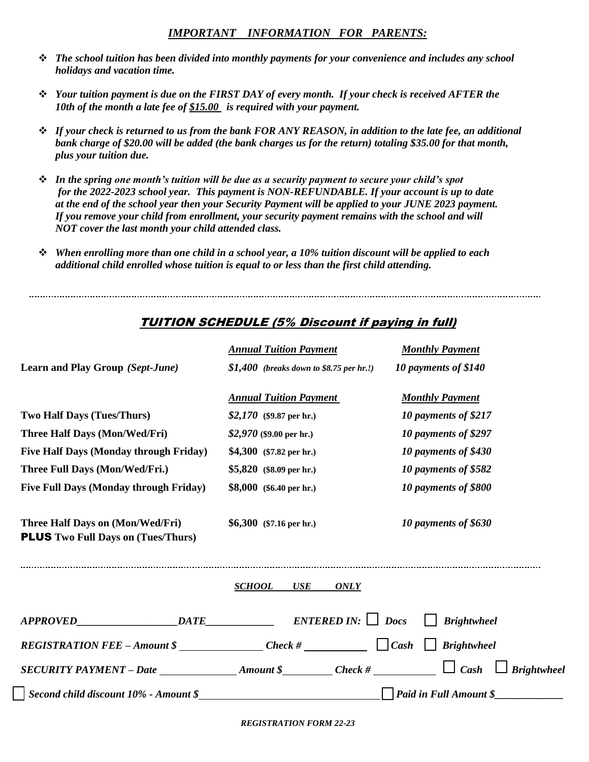## ***IMPORTANT INFORMATION FOR PARENTS:***

- ***The school tuition has been divided into monthly payments for your convenience and includes any school holidays and vacation time.***
- ***Your tuition payment is due on the FIRST DAY of every month. If your check is received AFTER the 10th of the month a late fee of $15.00 is required with your payment.***
- ***If your check is returned to us from the bank FOR ANY REASON, in addition to the late fee, an additional bank charge of $20.00 will be added (the bank charges us for the return) totaling $35.00 for that month, plus your tuition due.***
- ***In the spring one month's tuition will be due as a security payment to secure your child's spot for the 2022-2023 school year. This payment is NON-REFUNDABLE. If your account is up to date at the end of the school year then your Security Payment will be applied to your JUNE 2023 payment. If you remove your child from enrollment, your security payment remains with the school and will NOT cover the last month your child attended class.***
- ***When enrolling more than one child in a school year, a 10% tuition discount will be applied to each additional child enrolled whose tuition is equal to or less than the first child attending.***

---

## TUITION SCHEDULE (5% Discount if paying in full)

| | ***Annual Tuition Payment*** | ***Monthly Payment*** |
|---|---|---|
| **Learn and Play Group *(Sept-June)*** | ***$1,400** (breaks down to $8.75 per hr.!)* | ***10 payments of $140*** |
| | ***Annual Tuition Payment*** | ***Monthly Payment*** |
| **Two Half Days (Tues/Thurs)** | ***$2,170*** **($9.87 per hr.)** | ***10 payments of $217*** |
| **Three Half Days (Mon/Wed/Fri)** | ***$2,970*** **($9.00 per hr.)** | ***10 payments of $297*** |
| **Five Half Days (Monday through Friday)** | **$4,300 ($7.82 per hr.)** | ***10 payments of $430*** |
| **Three Full Days (Mon/Wed/Fri.)** | **$5,820 ($8.09 per hr.)** | ***10 payments of $582*** |
| **Five Full Days (Monday through Friday)** | **$8,000 ($6.40 per hr.)** | ***10 payments of $800*** |
| **Three Half Days on (Mon/Wed/Fri) PLUS Two Full Days on (Tues/Thurs)** | **$6,300 ($7.16 per hr.)** | ***10 payments of $630*** |

---

***SCHOOL USE ONLY***

***APPROVED___________________DATE_____________ ENTERED IN: ☐ Docs ☐ Brightwheel***

***REGISTRATION FEE – Amount $ _______________ Check # ___________ ☐ Cash ☐ Brightwheel***

***SECURITY PAYMENT – Date _____________ Amount $_________ Check # ___________ ☐ Cash ☐ Brightwheel***

***☐ Second child discount 10% - Amount $______________________________ ☐ Paid in Full Amount $_____________***

***REGISTRATION FORM 22-23***